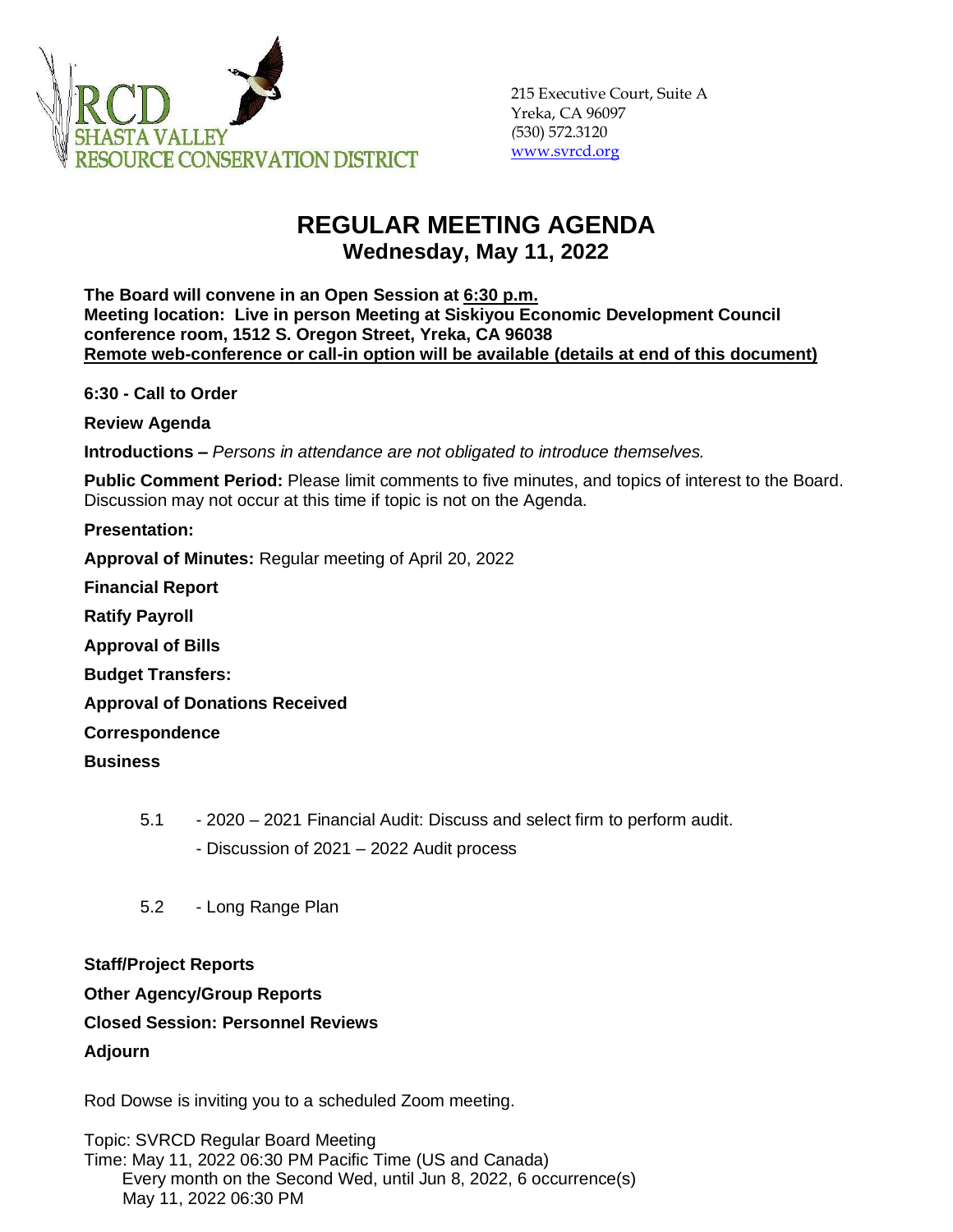RCD
SHASTA VALLEY
RESOURCE CONSERVATION DISTRICT

215 Executive Court, Suite A
Yreka, CA 96097
(530) 572.3120
www.svrcd.org

# REGULAR MEETING AGENDA

## Wednesday, May 11, 2022

**The Board will convene in an Open Session at 6:30 p.m.**
**Meeting location: Live in person Meeting at Siskiyou Economic Development Council conference room, 1512 S. Oregon Street, Yreka, CA 96038**
**Remote web-conference or call-in option will be available (details at end of this document)**

**6:30 - Call to Order**

**Review Agenda**

**Introductions –** *Persons in attendance are not obligated to introduce themselves.*

**Public Comment Period:** Please limit comments to five minutes, and topics of interest to the Board. Discussion may not occur at this time if topic is not on the Agenda.

**Presentation:**

**Approval of Minutes:** Regular meeting of April 20, 2022

**Financial Report**

**Ratify Payroll**

**Approval of Bills**

**Budget Transfers:**

**Approval of Donations Received**

**Correspondence**

**Business**

5.1 - 2020 – 2021 Financial Audit: Discuss and select firm to perform audit.
- Discussion of 2021 – 2022 Audit process

5.2 - Long Range Plan

**Staff/Project Reports**

**Other Agency/Group Reports**

**Closed Session: Personnel Reviews**

**Adjourn**

Rod Dowse is inviting you to a scheduled Zoom meeting.

Topic: SVRCD Regular Board Meeting
Time: May 11, 2022 06:30 PM Pacific Time (US and Canada)
Every month on the Second Wed, until Jun 8, 2022, 6 occurrence(s)
May 11, 2022 06:30 PM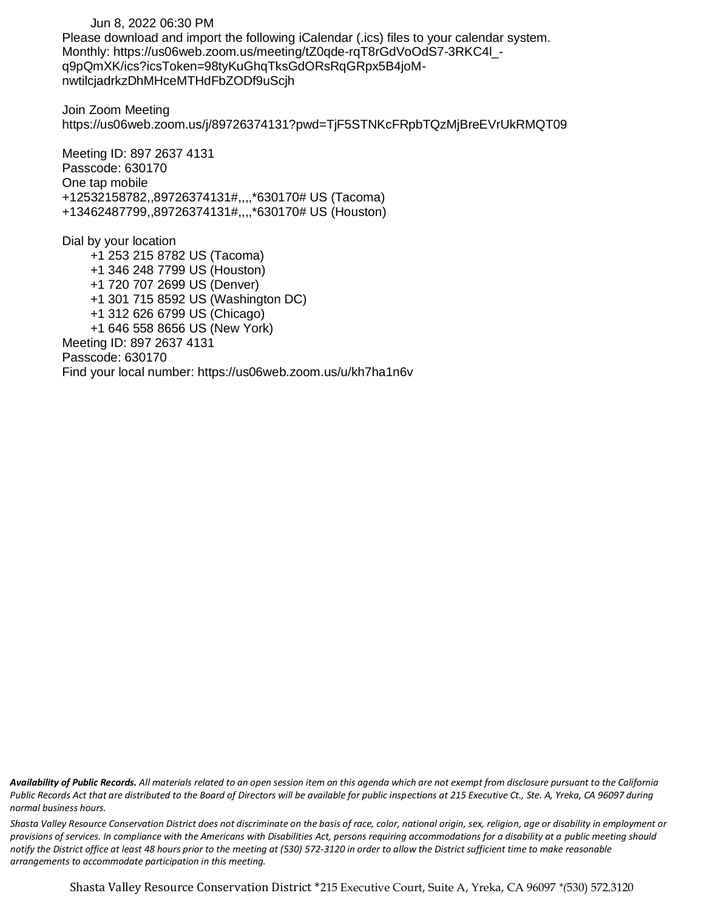Jun 8, 2022 06:30 PM

Please download and import the following iCalendar (.ics) files to your calendar system.
Monthly: https://us06web.zoom.us/meeting/tZ0qde-rqT8rGdVoOdS7-3RKC4l_-q9pQmXK/ics?icsToken=98tyKuGhqTksGdORsRqGRpx5B4joM-nwtilcjadrkzDhMHceMTHdFbZODf9uScjh

Join Zoom Meeting
https://us06web.zoom.us/j/89726374131?pwd=TjF5STNKcFRpbTQzMjBreEVrUkRMQT09

Meeting ID: 897 2637 4131
Passcode: 630170
One tap mobile
+12532158782,,89726374131#,,,,*630170# US (Tacoma)
+13462487799,,89726374131#,,,,*630170# US (Houston)

Dial by your location
+1 253 215 8782 US (Tacoma)
+1 346 248 7799 US (Houston)
+1 720 707 2699 US (Denver)
+1 301 715 8592 US (Washington DC)
+1 312 626 6799 US (Chicago)
+1 646 558 8656 US (New York)

Meeting ID: 897 2637 4131
Passcode: 630170
Find your local number: https://us06web.zoom.us/u/kh7ha1n6v

***Availability of Public Records.*** *All materials related to an open session item on this agenda which are not exempt from disclosure pursuant to the California Public Records Act that are distributed to the Board of Directors will be available for public inspections at 215 Executive Ct., Ste. A, Yreka, CA 96097 during normal business hours.*

*Shasta Valley Resource Conservation District does not discriminate on the basis of race, color, national origin, sex, religion, age or disability in employment or provisions of services. In compliance with the Americans with Disabilities Act, persons requiring accommodations for a disability at a public meeting should notify the District office at least 48 hours prior to the meeting at (530) 572-3120 in order to allow the District sufficient time to make reasonable arrangements to accommodate participation in this meeting.*

Shasta Valley Resource Conservation District *215 Executive Court, Suite A, Yreka, CA 96097 *(530) 572.3120